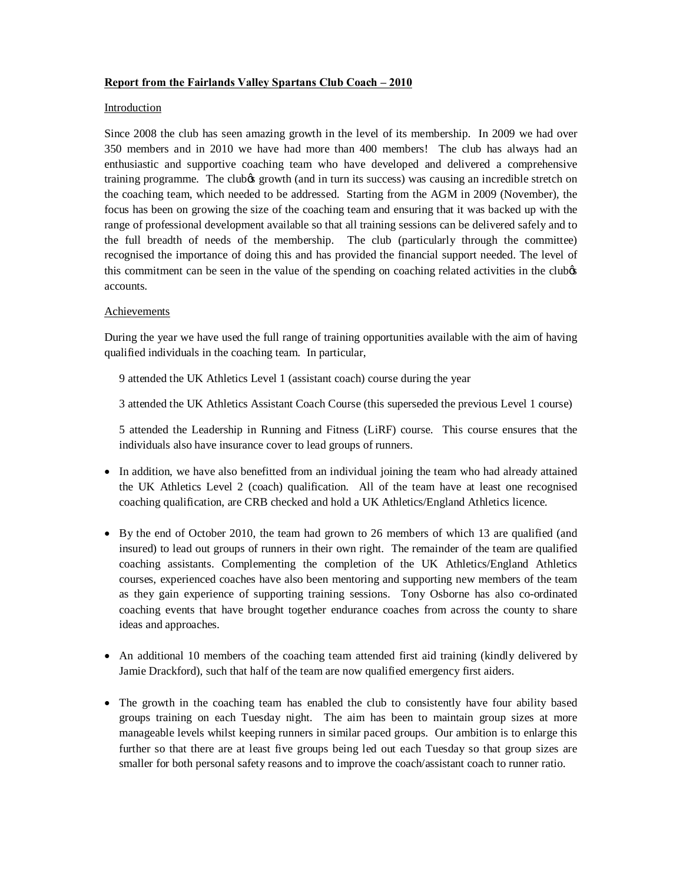**Report from the Fairlands Valley Spartans Club Coach – 2010**

## Introduction

Since 2008 the club has seen amazing growth in the level of its membership. In 2009 we had over 350 members and in 2010 we have had more than 400 members! The club has always had an enthusiastic and supportive coaching team who have developed and delivered a comprehensive training programme. The club's growth (and in turn its success) was causing an incredible stretch on the coaching team, which needed to be addressed. Starting from the AGM in 2009 (November), the focus has been on growing the size of the coaching team and ensuring that it was backed up with the range of professional development available so that all training sessions can be delivered safely and to the full breadth of needs of the membership. The club (particularly through the committee) recognised the importance of doing this and has provided the financial support needed. The level of this commitment can be seen in the value of the spending on coaching related activities in the club's accounts.

## Achievements

During the year we have used the full range of training opportunities available with the aim of having qualified individuals in the coaching team. In particular,

9 attended the UK Athletics Level 1 (assistant coach) course during the year

3 attended the UK Athletics Assistant Coach Course (this superseded the previous Level 1 course)

5 attended the Leadership in Running and Fitness (LiRF) course. This course ensures that the individuals also have insurance cover to lead groups of runners.

- In addition, we have also benefitted from an individual joining the team who had already attained the UK Athletics Level 2 (coach) qualification. All of the team have at least one recognised coaching qualification, are CRB checked and hold a UK Athletics/England Athletics licence.
- By the end of October 2010, the team had grown to 26 members of which 13 are qualified (and insured) to lead out groups of runners in their own right. The remainder of the team are qualified coaching assistants. Complementing the completion of the UK Athletics/England Athletics courses, experienced coaches have also been mentoring and supporting new members of the team as they gain experience of supporting training sessions. Tony Osborne has also co-ordinated coaching events that have brought together endurance coaches from across the county to share ideas and approaches.
- An additional 10 members of the coaching team attended first aid training (kindly delivered by Jamie Drackford), such that half of the team are now qualified emergency first aiders.
- The growth in the coaching team has enabled the club to consistently have four ability based groups training on each Tuesday night. The aim has been to maintain group sizes at more manageable levels whilst keeping runners in similar paced groups. Our ambition is to enlarge this further so that there are at least five groups being led out each Tuesday so that group sizes are smaller for both personal safety reasons and to improve the coach/assistant coach to runner ratio.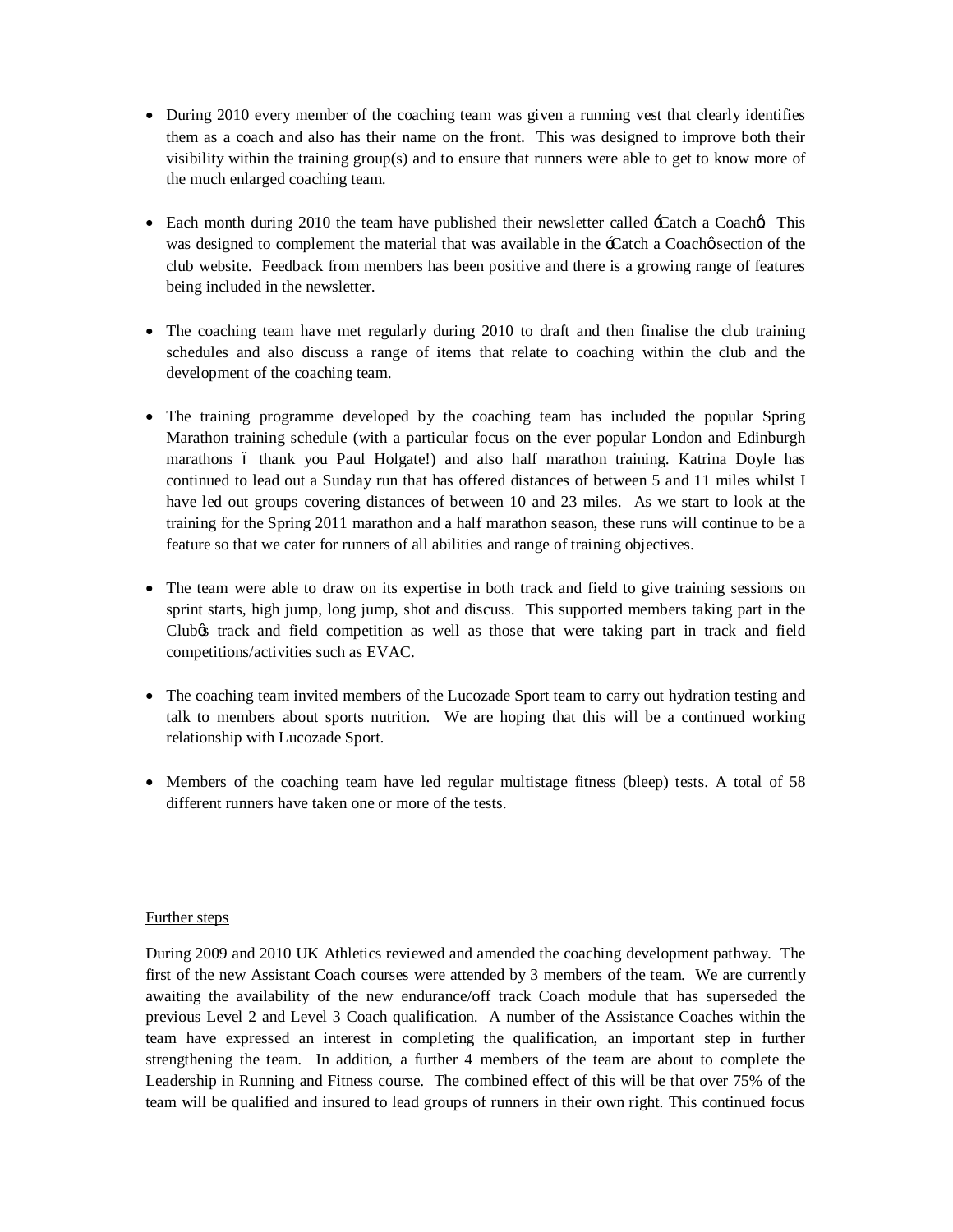- During 2010 every member of the coaching team was given a running vest that clearly identifies them as a coach and also has their name on the front. This was designed to improve both their visibility within the training group(s) and to ensure that runners were able to get to know more of the much enlarged coaching team.

- Each month during 2010 the team have published their newsletter called 'Catch a Coach'. This was designed to complement the material that was available in the 'Catch a Coach' section of the club website. Feedback from members has been positive and there is a growing range of features being included in the newsletter.

- The coaching team have met regularly during 2010 to draft and then finalise the club training schedules and also discuss a range of items that relate to coaching within the club and the development of the coaching team.

- The training programme developed by the coaching team has included the popular Spring Marathon training schedule (with a particular focus on the ever popular London and Edinburgh marathons – thank you Paul Holgate!) and also half marathon training. Katrina Doyle has continued to lead out a Sunday run that has offered distances of between 5 and 11 miles whilst I have led out groups covering distances of between 10 and 23 miles. As we start to look at the training for the Spring 2011 marathon and a half marathon season, these runs will continue to be a feature so that we cater for runners of all abilities and range of training objectives.

- The team were able to draw on its expertise in both track and field to give training sessions on sprint starts, high jump, long jump, shot and discuss. This supported members taking part in the Club's track and field competition as well as those that were taking part in track and field competitions/activities such as EVAC.

- The coaching team invited members of the Lucozade Sport team to carry out hydration testing and talk to members about sports nutrition. We are hoping that this will be a continued working relationship with Lucozade Sport.

- Members of the coaching team have led regular multistage fitness (bleep) tests. A total of 58 different runners have taken one or more of the tests.

<u>Further steps</u>

During 2009 and 2010 UK Athletics reviewed and amended the coaching development pathway. The first of the new Assistant Coach courses were attended by 3 members of the team. We are currently awaiting the availability of the new endurance/off track Coach module that has superseded the previous Level 2 and Level 3 Coach qualification. A number of the Assistance Coaches within the team have expressed an interest in completing the qualification, an important step in further strengthening the team. In addition, a further 4 members of the team are about to complete the Leadership in Running and Fitness course. The combined effect of this will be that over 75% of the team will be qualified and insured to lead groups of runners in their own right. This continued focus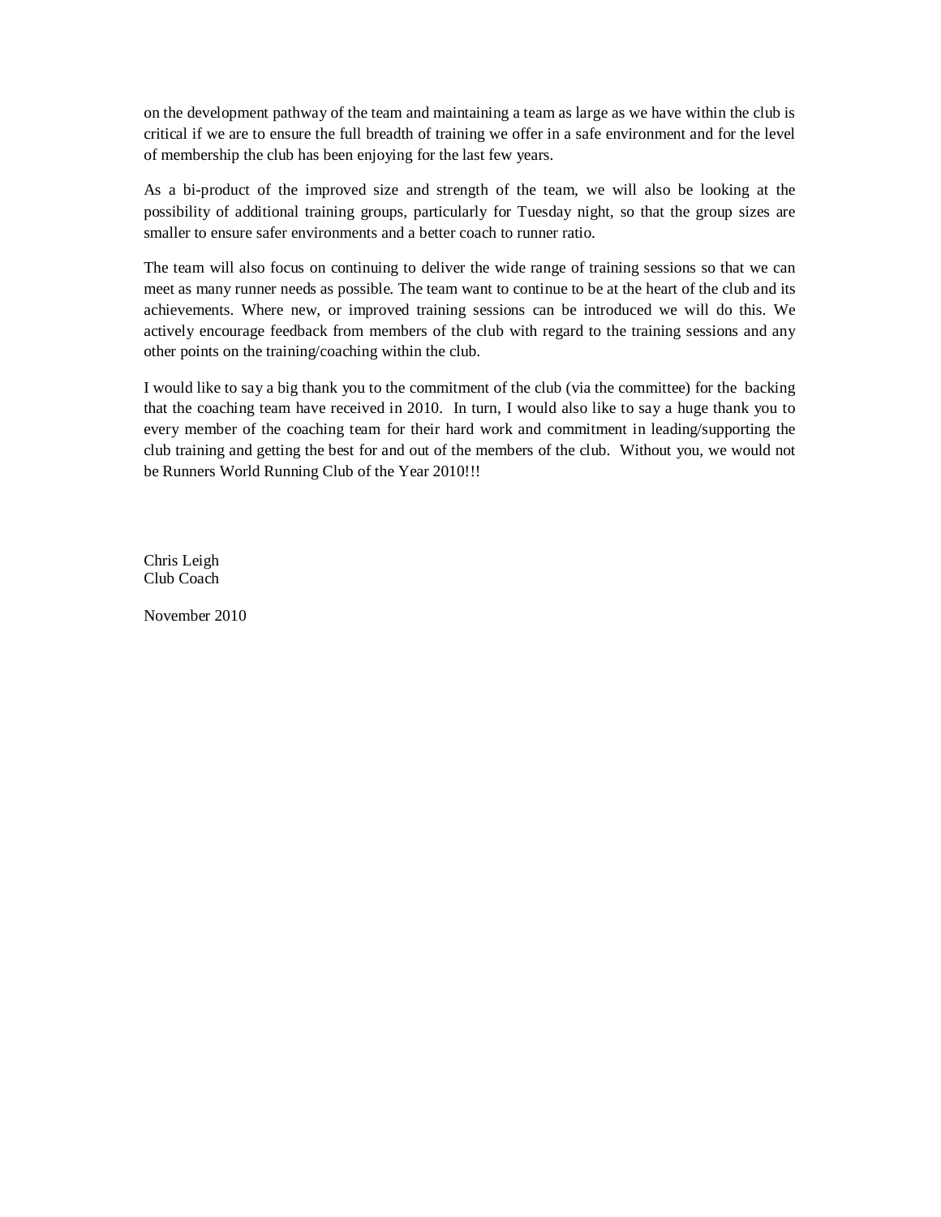on the development pathway of the team and maintaining a team as large as we have within the club is critical if we are to ensure the full breadth of training we offer in a safe environment and for the level of membership the club has been enjoying for the last few years.

As a bi-product of the improved size and strength of the team, we will also be looking at the possibility of additional training groups, particularly for Tuesday night, so that the group sizes are smaller to ensure safer environments and a better coach to runner ratio.

The team will also focus on continuing to deliver the wide range of training sessions so that we can meet as many runner needs as possible. The team want to continue to be at the heart of the club and its achievements. Where new, or improved training sessions can be introduced we will do this. We actively encourage feedback from members of the club with regard to the training sessions and any other points on the training/coaching within the club.

I would like to say a big thank you to the commitment of the club (via the committee) for the backing that the coaching team have received in 2010. In turn, I would also like to say a huge thank you to every member of the coaching team for their hard work and commitment in leading/supporting the club training and getting the best for and out of the members of the club. Without you, we would not be Runners World Running Club of the Year 2010!!!

Chris Leigh
Club Coach

November 2010